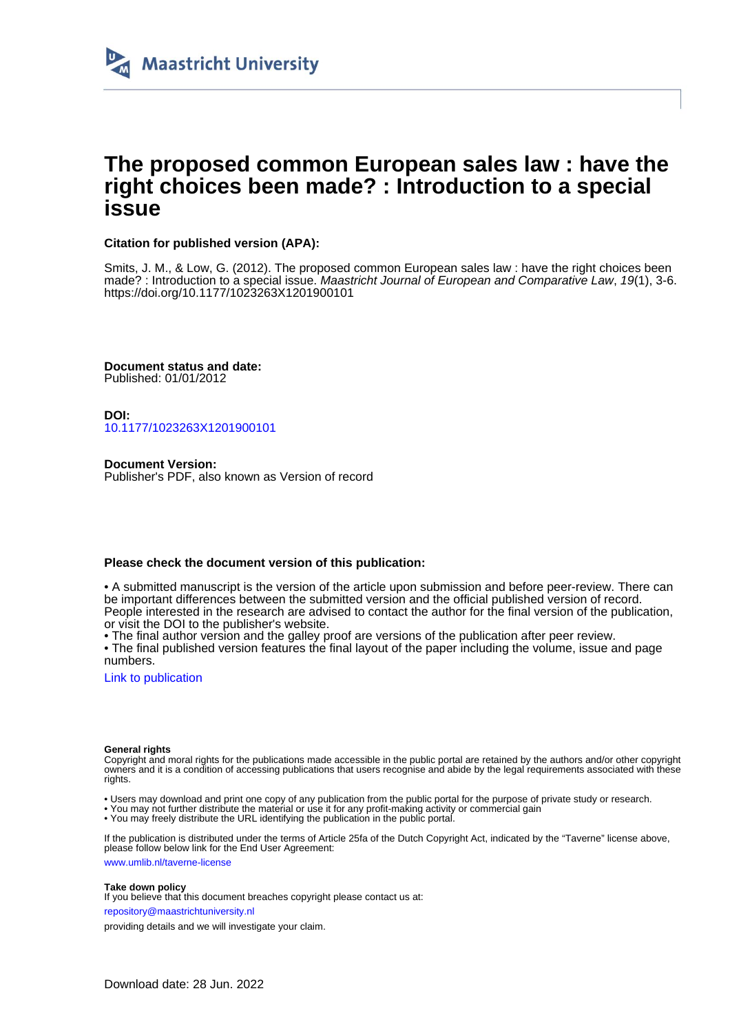Maastricht University

# The proposed common European sales law : have the right choices been made? : Introduction to a special issue

**Citation for published version (APA):**

Smits, J. M., & Low, G. (2012). The proposed common European sales law : have the right choices been made? : Introduction to a special issue. *Maastricht Journal of European and Comparative Law*, *19*(1), 3-6. https://doi.org/10.1177/1023263X1201900101

**Document status and date:**
Published: 01/01/2012

**DOI:**
10.1177/1023263X1201900101

**Document Version:**
Publisher's PDF, also known as Version of record

**Please check the document version of this publication:**

• A submitted manuscript is the version of the article upon submission and before peer-review. There can be important differences between the submitted version and the official published version of record. People interested in the research are advised to contact the author for the final version of the publication, or visit the DOI to the publisher's website.
• The final author version and the galley proof are versions of the publication after peer review.
• The final published version features the final layout of the paper including the volume, issue and page numbers.

Link to publication

**General rights**
Copyright and moral rights for the publications made accessible in the public portal are retained by the authors and/or other copyright owners and it is a condition of accessing publications that users recognise and abide by the legal requirements associated with these rights.

• Users may download and print one copy of any publication from the public portal for the purpose of private study or research.
• You may not further distribute the material or use it for any profit-making activity or commercial gain
• You may freely distribute the URL identifying the publication in the public portal.

If the publication is distributed under the terms of Article 25fa of the Dutch Copyright Act, indicated by the "Taverne" license above, please follow below link for the End User Agreement:

www.umlib.nl/taverne-license

**Take down policy**
If you believe that this document breaches copyright please contact us at:

repository@maastrichtuniversity.nl

providing details and we will investigate your claim.

Download date: 28 Jun. 2022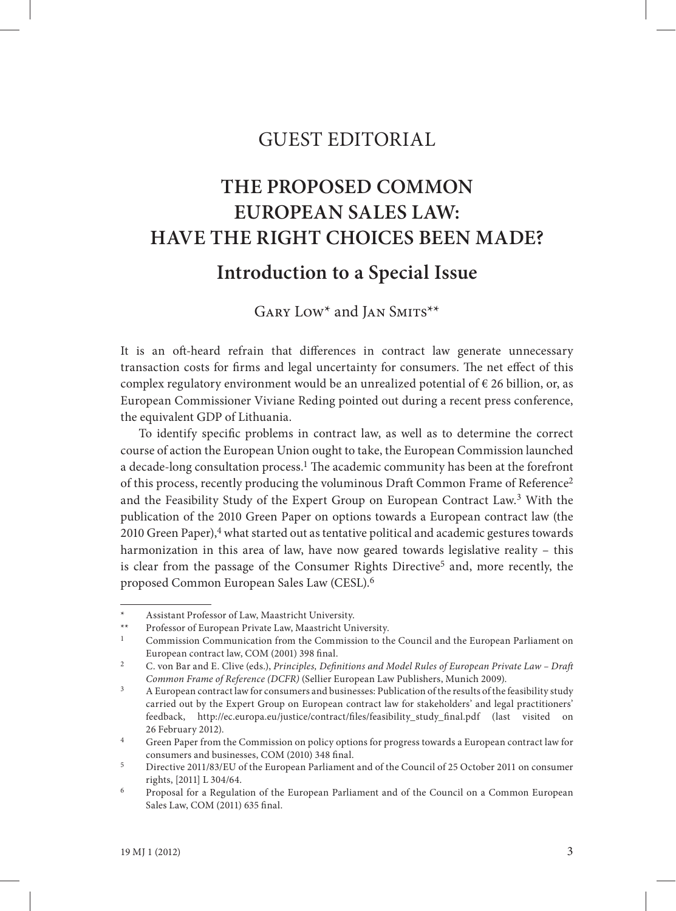# GUEST EDITORIAL

# THE PROPOSED COMMON EUROPEAN SALES LAW: HAVE THE RIGHT CHOICES BEEN MADE?

## Introduction to a Special Issue

Gary Low* and Jan Smits**

It is an oft-heard refrain that differences in contract law generate unnecessary transaction costs for firms and legal uncertainty for consumers. The net effect of this complex regulatory environment would be an unrealized potential of € 26 billion, or, as European Commissioner Viviane Reding pointed out during a recent press conference, the equivalent GDP of Lithuania.

To identify specific problems in contract law, as well as to determine the correct course of action the European Union ought to take, the European Commission launched a decade-long consultation process.[1] The academic community has been at the forefront of this process, recently producing the voluminous Draft Common Frame of Reference[2] and the Feasibility Study of the Expert Group on European Contract Law.[3] With the publication of the 2010 Green Paper on options towards a European contract law (the 2010 Green Paper),[4] what started out as tentative political and academic gestures towards harmonization in this area of law, have now geared towards legislative reality – this is clear from the passage of the Consumer Rights Directive[5] and, more recently, the proposed Common European Sales Law (CESL).[6]

---

\* Assistant Professor of Law, Maastricht University.

\*\* Professor of European Private Law, Maastricht University.

1 Commission Communication from the Commission to the Council and the European Parliament on European contract law, COM (2001) 398 final.

2 C. von Bar and E. Clive (eds.), *Principles, Definitions and Model Rules of European Private Law – Draft Common Frame of Reference (DCFR)* (Sellier European Law Publishers, Munich 2009).

3 A European contract law for consumers and businesses: Publication of the results of the feasibility study carried out by the Expert Group on European contract law for stakeholders' and legal practitioners' feedback, http://ec.europa.eu/justice/contract/files/feasibility_study_final.pdf (last visited on 26 February 2012).

4 Green Paper from the Commission on policy options for progress towards a European contract law for consumers and businesses, COM (2010) 348 final.

5 Directive 2011/83/EU of the European Parliament and of the Council of 25 October 2011 on consumer rights, [2011] L 304/64.

6 Proposal for a Regulation of the European Parliament and of the Council on a Common European Sales Law, COM (2011) 635 final.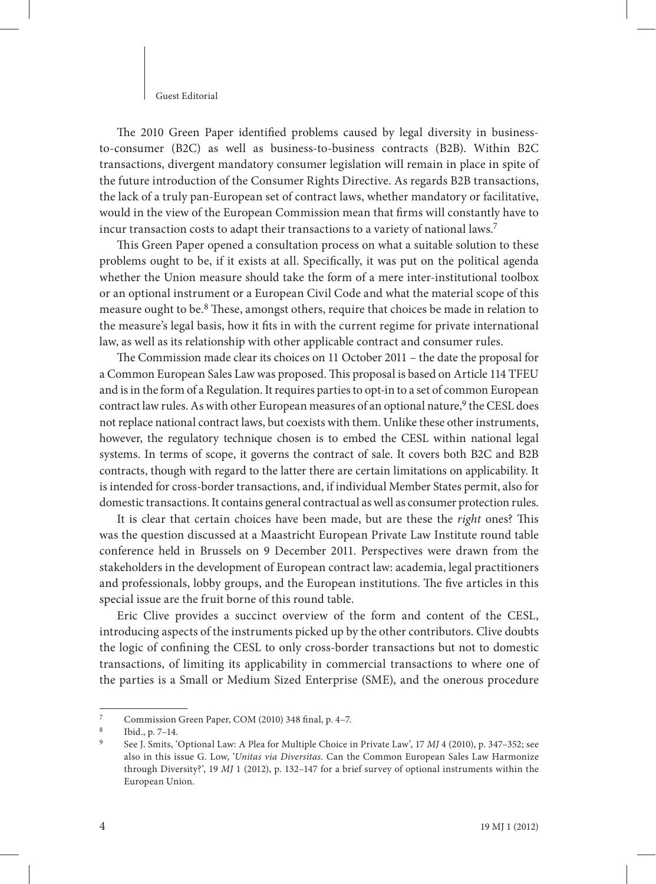The 2010 Green Paper identified problems caused by legal diversity in business-to-consumer (B2C) as well as business-to-business contracts (B2B). Within B2C transactions, divergent mandatory consumer legislation will remain in place in spite of the future introduction of the Consumer Rights Directive. As regards B2B transactions, the lack of a truly pan-European set of contract laws, whether mandatory or facilitative, would in the view of the European Commission mean that firms will constantly have to incur transaction costs to adapt their transactions to a variety of national laws.[7]

This Green Paper opened a consultation process on what a suitable solution to these problems ought to be, if it exists at all. Specifically, it was put on the political agenda whether the Union measure should take the form of a mere inter-institutional toolbox or an optional instrument or a European Civil Code and what the material scope of this measure ought to be.[8] These, amongst others, require that choices be made in relation to the measure's legal basis, how it fits in with the current regime for private international law, as well as its relationship with other applicable contract and consumer rules.

The Commission made clear its choices on 11 October 2011 – the date the proposal for a Common European Sales Law was proposed. This proposal is based on Article 114 TFEU and is in the form of a Regulation. It requires parties to opt-in to a set of common European contract law rules. As with other European measures of an optional nature,[9] the CESL does not replace national contract laws, but coexists with them. Unlike these other instruments, however, the regulatory technique chosen is to embed the CESL within national legal systems. In terms of scope, it governs the contract of sale. It covers both B2C and B2B contracts, though with regard to the latter there are certain limitations on applicability. It is intended for cross-border transactions, and, if individual Member States permit, also for domestic transactions. It contains general contractual as well as consumer protection rules.

It is clear that certain choices have been made, but are these the *right* ones? This was the question discussed at a Maastricht European Private Law Institute round table conference held in Brussels on 9 December 2011. Perspectives were drawn from the stakeholders in the development of European contract law: academia, legal practitioners and professionals, lobby groups, and the European institutions. The five articles in this special issue are the fruit borne of this round table.

Eric Clive provides a succinct overview of the form and content of the CESL, introducing aspects of the instruments picked up by the other contributors. Clive doubts the logic of confining the CESL to only cross-border transactions but not to domestic transactions, of limiting its applicability in commercial transactions to where one of the parties is a Small or Medium Sized Enterprise (SME), and the onerous procedure

---

[7] Commission Green Paper, COM (2010) 348 final, p. 4–7.

[8] Ibid., p. 7–14.

[9] See J. Smits, 'Optional Law: A Plea for Multiple Choice in Private Law', 17 *MJ* 4 (2010), p. 347–352; see also in this issue G. Low, '*Unitas via Diversitas*. Can the Common European Sales Law Harmonize through Diversity?', 19 *MJ* 1 (2012), p. 132–147 for a brief survey of optional instruments within the European Union.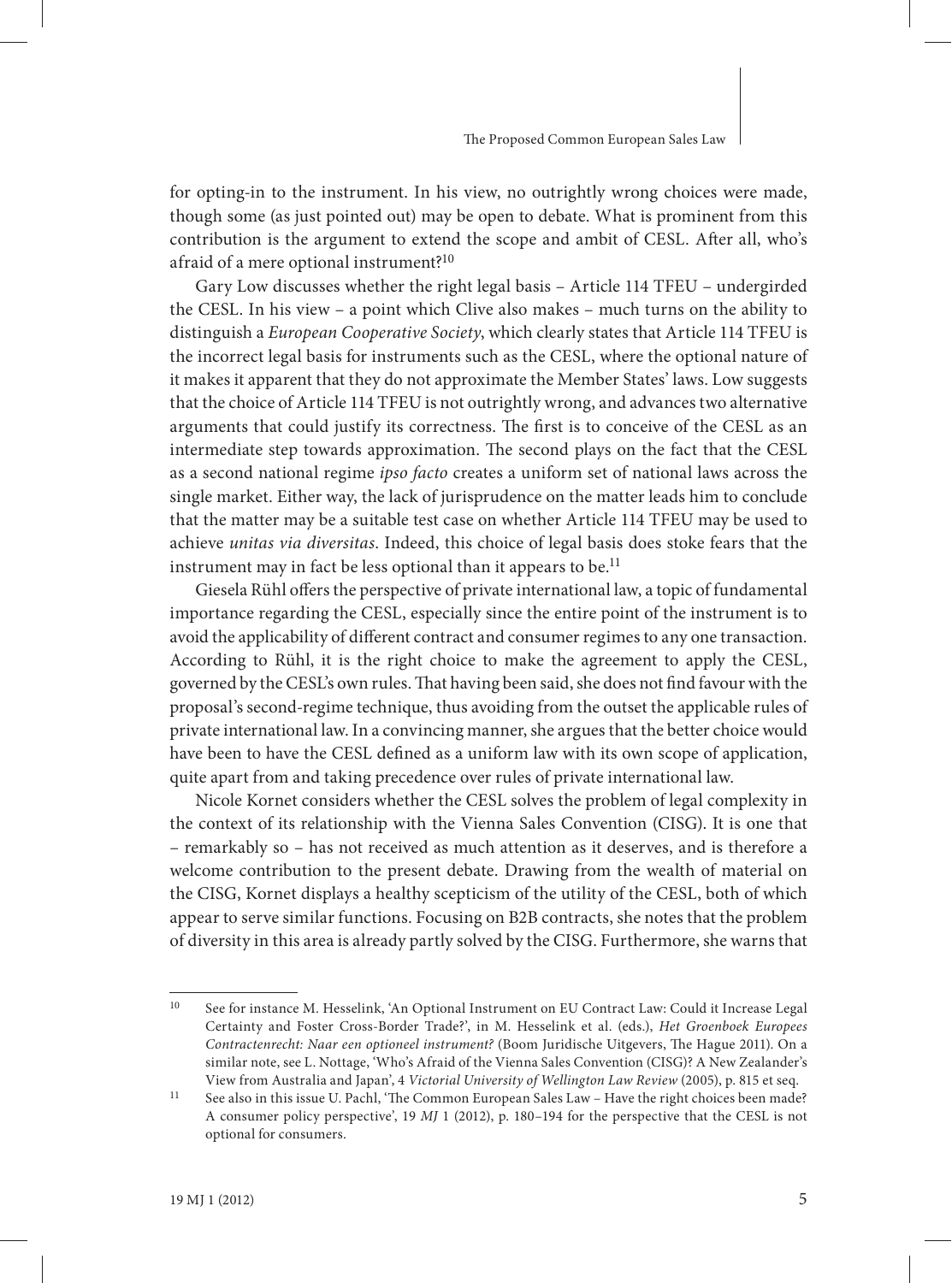for opting-in to the instrument. In his view, no outrightly wrong choices were made, though some (as just pointed out) may be open to debate. What is prominent from this contribution is the argument to extend the scope and ambit of CESL. After all, who's afraid of a mere optional instrument?[10]

Gary Low discusses whether the right legal basis – Article 114 TFEU – undergirded the CESL. In his view – a point which Clive also makes – much turns on the ability to distinguish a *European Cooperative Society*, which clearly states that Article 114 TFEU is the incorrect legal basis for instruments such as the CESL, where the optional nature of it makes it apparent that they do not approximate the Member States' laws. Low suggests that the choice of Article 114 TFEU is not outrightly wrong, and advances two alternative arguments that could justify its correctness. The first is to conceive of the CESL as an intermediate step towards approximation. The second plays on the fact that the CESL as a second national regime *ipso facto* creates a uniform set of national laws across the single market. Either way, the lack of jurisprudence on the matter leads him to conclude that the matter may be a suitable test case on whether Article 114 TFEU may be used to achieve *unitas via diversitas*. Indeed, this choice of legal basis does stoke fears that the instrument may in fact be less optional than it appears to be.[11]

Giesela Rühl offers the perspective of private international law, a topic of fundamental importance regarding the CESL, especially since the entire point of the instrument is to avoid the applicability of different contract and consumer regimes to any one transaction. According to Rühl, it is the right choice to make the agreement to apply the CESL, governed by the CESL's own rules. That having been said, she does not find favour with the proposal's second-regime technique, thus avoiding from the outset the applicable rules of private international law. In a convincing manner, she argues that the better choice would have been to have the CESL defined as a uniform law with its own scope of application, quite apart from and taking precedence over rules of private international law.

Nicole Kornet considers whether the CESL solves the problem of legal complexity in the context of its relationship with the Vienna Sales Convention (CISG). It is one that – remarkably so – has not received as much attention as it deserves, and is therefore a welcome contribution to the present debate. Drawing from the wealth of material on the CISG, Kornet displays a healthy scepticism of the utility of the CESL, both of which appear to serve similar functions. Focusing on B2B contracts, she notes that the problem of diversity in this area is already partly solved by the CISG. Furthermore, she warns that

---

[10] See for instance M. Hesselink, 'An Optional Instrument on EU Contract Law: Could it Increase Legal Certainty and Foster Cross-Border Trade?', in M. Hesselink et al. (eds.), *Het Groenboek Europees Contractenrecht: Naar een optioneel instrument?* (Boom Juridische Uitgevers, The Hague 2011). On a similar note, see L. Nottage, 'Who's Afraid of the Vienna Sales Convention (CISG)? A New Zealander's View from Australia and Japan', 4 *Victorial University of Wellington Law Review* (2005), p. 815 et seq.

[11] See also in this issue U. Pachl, 'The Common European Sales Law – Have the right choices been made? A consumer policy perspective', 19 *MJ* 1 (2012), p. 180–194 for the perspective that the CESL is not optional for consumers.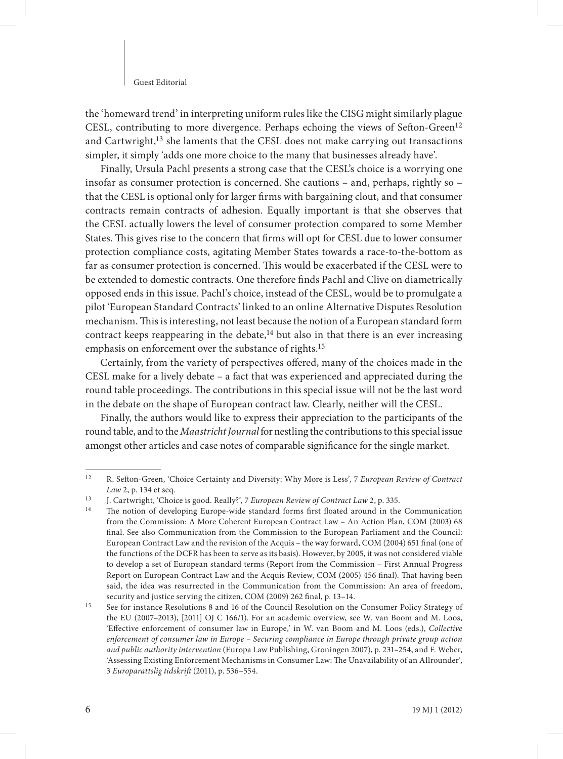the 'homeward trend' in interpreting uniform rules like the CISG might similarly plague CESL, contributing to more divergence. Perhaps echoing the views of Sefton-Green[12] and Cartwright,[13] she laments that the CESL does not make carrying out transactions simpler, it simply 'adds one more choice to the many that businesses already have'.

Finally, Ursula Pachl presents a strong case that the CESL's choice is a worrying one insofar as consumer protection is concerned. She cautions – and, perhaps, rightly so – that the CESL is optional only for larger firms with bargaining clout, and that consumer contracts remain contracts of adhesion. Equally important is that she observes that the CESL actually lowers the level of consumer protection compared to some Member States. This gives rise to the concern that firms will opt for CESL due to lower consumer protection compliance costs, agitating Member States towards a race-to-the-bottom as far as consumer protection is concerned. This would be exacerbated if the CESL were to be extended to domestic contracts. One therefore finds Pachl and Clive on diametrically opposed ends in this issue. Pachl's choice, instead of the CESL, would be to promulgate a pilot 'European Standard Contracts' linked to an online Alternative Disputes Resolution mechanism. This is interesting, not least because the notion of a European standard form contract keeps reappearing in the debate,[14] but also in that there is an ever increasing emphasis on enforcement over the substance of rights.[15]

Certainly, from the variety of perspectives offered, many of the choices made in the CESL make for a lively debate – a fact that was experienced and appreciated during the round table proceedings. The contributions in this special issue will not be the last word in the debate on the shape of European contract law. Clearly, neither will the CESL.

Finally, the authors would like to express their appreciation to the participants of the round table, and to the *Maastricht Journal* for nestling the contributions to this special issue amongst other articles and case notes of comparable significance for the single market.

---

[12] R. Sefton-Green, 'Choice Certainty and Diversity: Why More is Less', 7 *European Review of Contract Law* 2, p. 134 et seq.

[13] J. Cartwright, 'Choice is good. Really?', 7 *European Review of Contract Law* 2, p. 335.

[14] The notion of developing Europe-wide standard forms first floated around in the Communication from the Commission: A More Coherent European Contract Law – An Action Plan, COM (2003) 68 final. See also Communication from the Commission to the European Parliament and the Council: European Contract Law and the revision of the Acquis – the way forward, COM (2004) 651 final (one of the functions of the DCFR has been to serve as its basis). However, by 2005, it was not considered viable to develop a set of European standard terms (Report from the Commission – First Annual Progress Report on European Contract Law and the Acquis Review, COM (2005) 456 final). That having been said, the idea was resurrected in the Communication from the Commission: An area of freedom, security and justice serving the citizen, COM (2009) 262 final, p. 13–14.

[15] See for instance Resolutions 8 and 16 of the Council Resolution on the Consumer Policy Strategy of the EU (2007–2013), [2011] OJ C 166/1). For an academic overview, see W. van Boom and M. Loos, 'Effective enforcement of consumer law in Europe,' in W. van Boom and M. Loos (eds.), *Collective enforcement of consumer law in Europe – Securing compliance in Europe through private group action and public authority intervention* (Europa Law Publishing, Groningen 2007), p. 231–254, and F. Weber, 'Assessing Existing Enforcement Mechanisms in Consumer Law: The Unavailability of an Allrounder', 3 *Europarattslig tidskrift* (2011), p. 536–554.